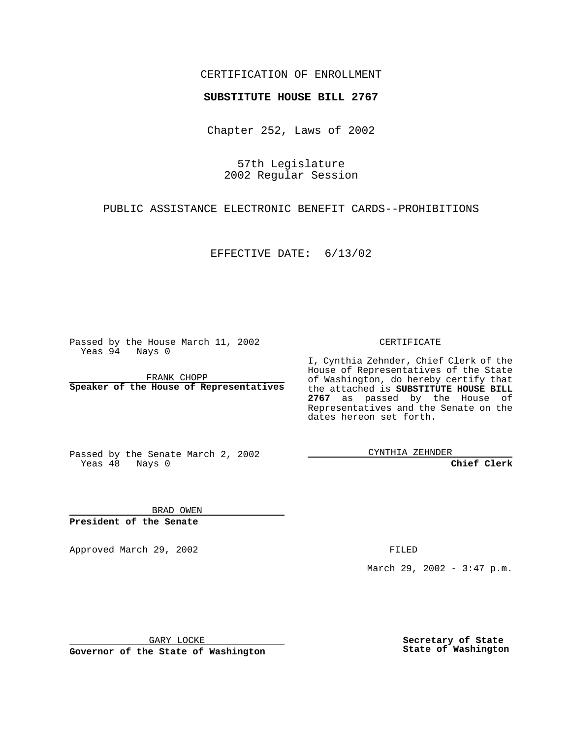CERTIFICATION OF ENROLLMENT

**SUBSTITUTE HOUSE BILL 2767**

Chapter 252, Laws of 2002

57th Legislature
2002 Regular Session

PUBLIC ASSISTANCE ELECTRONIC BENEFIT CARDS--PROHIBITIONS

EFFECTIVE DATE: 6/13/02

Passed by the House March 11, 2002
Yeas 94 Nays 0

FRANK CHOPP
**Speaker of the House of Representatives**

Passed by the Senate March 2, 2002
Yeas 48 Nays 0

BRAD OWEN
**President of the Senate**

CERTIFICATE

I, Cynthia Zehnder, Chief Clerk of the House of Representatives of the State of Washington, do hereby certify that the attached is **SUBSTITUTE HOUSE BILL 2767** as passed by the House of Representatives and the Senate on the dates hereon set forth.

CYNTHIA ZEHNDER
**Chief Clerk**

Approved March 29, 2002

FILED

March 29, 2002 - 3:47 p.m.

GARY LOCKE
**Governor of the State of Washington**

**Secretary of State**
**State of Washington**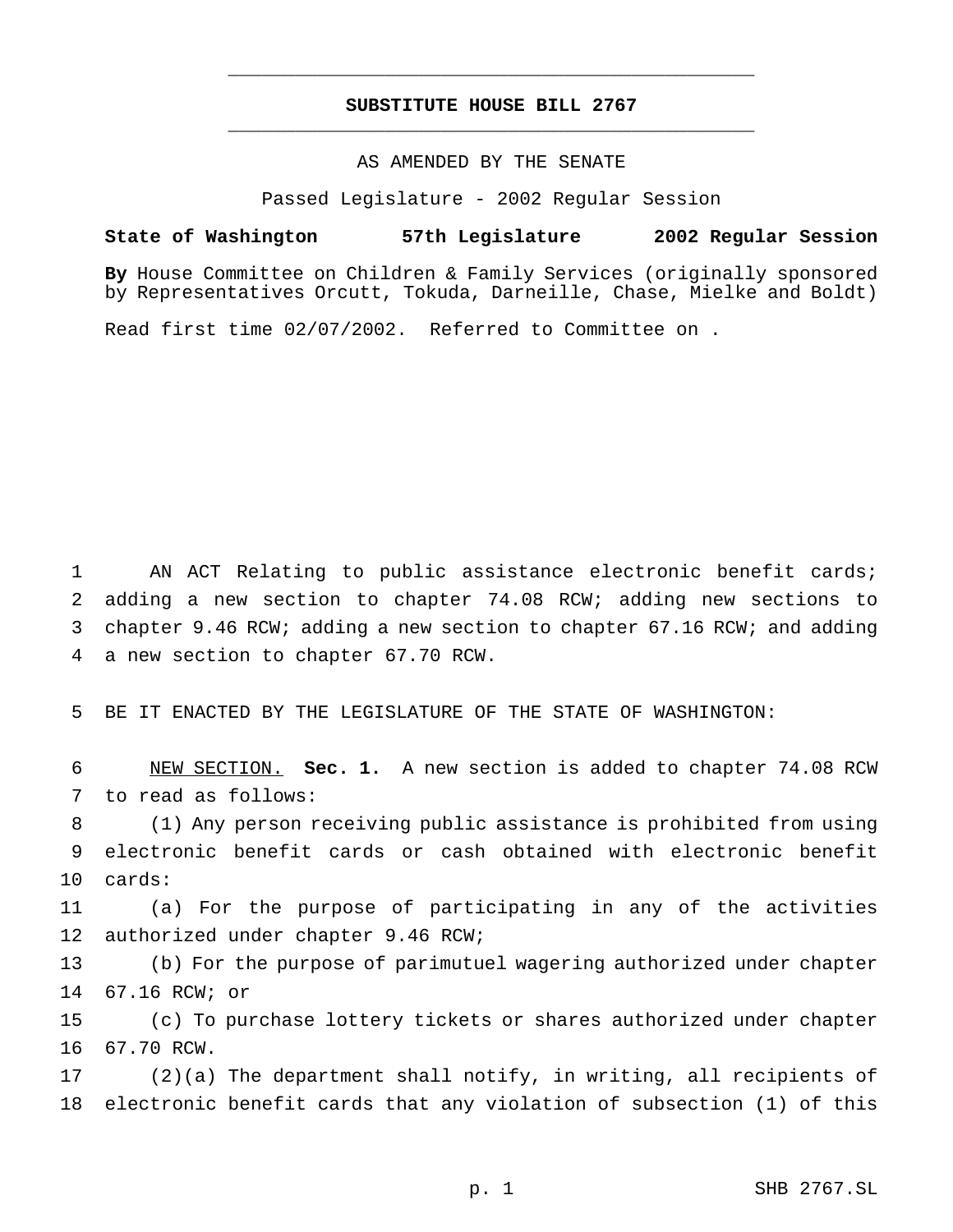# SUBSTITUTE HOUSE BILL 2767

AS AMENDED BY THE SENATE

Passed Legislature - 2002 Regular Session

**State of Washington 57th Legislature 2002 Regular Session**

**By** House Committee on Children & Family Services (originally sponsored by Representatives Orcutt, Tokuda, Darneille, Chase, Mielke and Boldt)

Read first time 02/07/2002. Referred to Committee on .

AN ACT Relating to public assistance electronic benefit cards; adding a new section to chapter 74.08 RCW; adding new sections to chapter 9.46 RCW; adding a new section to chapter 67.16 RCW; and adding a new section to chapter 67.70 RCW.

BE IT ENACTED BY THE LEGISLATURE OF THE STATE OF WASHINGTON:

NEW SECTION. **Sec. 1.** A new section is added to chapter 74.08 RCW to read as follows:

(1) Any person receiving public assistance is prohibited from using electronic benefit cards or cash obtained with electronic benefit cards:

(a) For the purpose of participating in any of the activities authorized under chapter 9.46 RCW;

(b) For the purpose of parimutuel wagering authorized under chapter 67.16 RCW; or

(c) To purchase lottery tickets or shares authorized under chapter 67.70 RCW.

(2)(a) The department shall notify, in writing, all recipients of electronic benefit cards that any violation of subsection (1) of this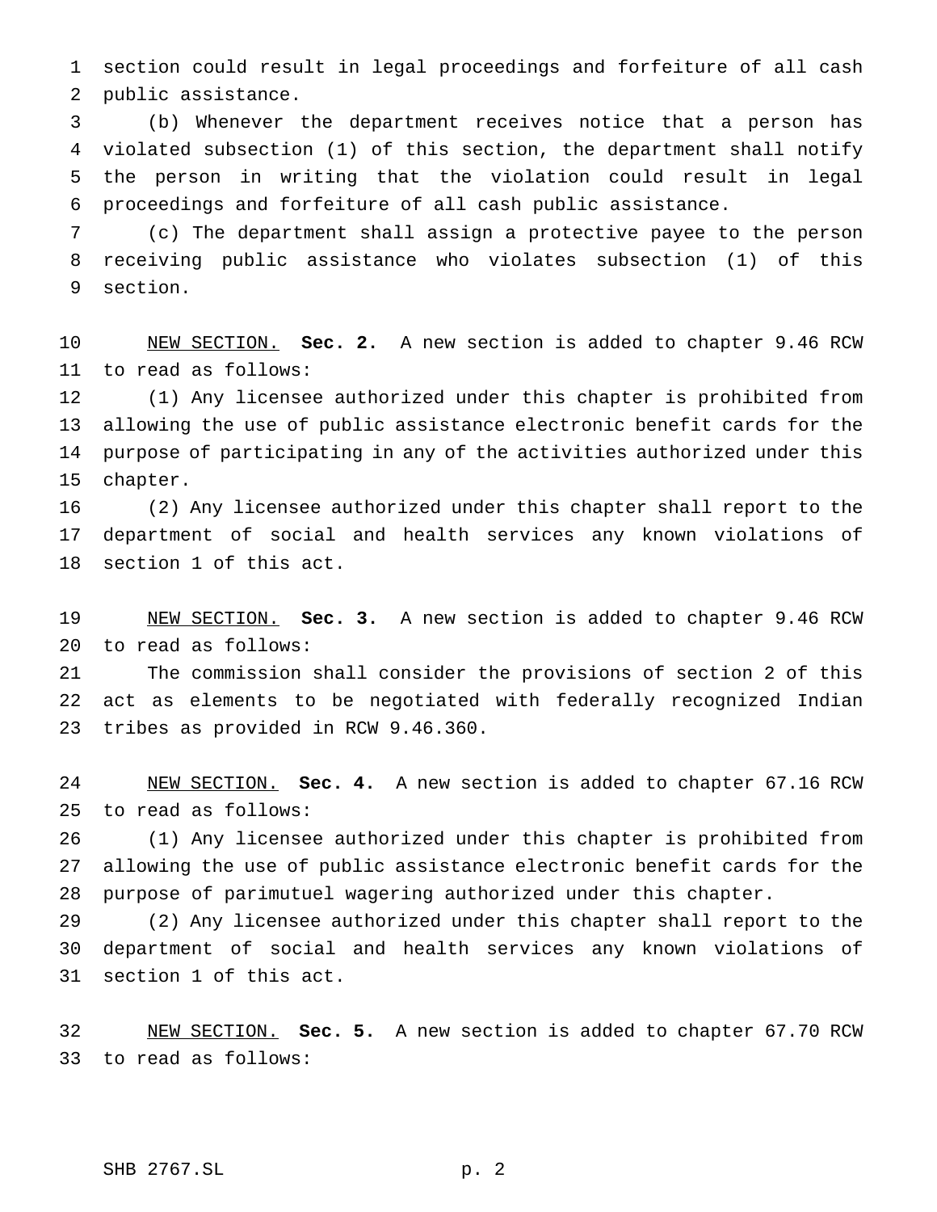section could result in legal proceedings and forfeiture of all cash public assistance.

(b) Whenever the department receives notice that a person has violated subsection (1) of this section, the department shall notify the person in writing that the violation could result in legal proceedings and forfeiture of all cash public assistance.

(c) The department shall assign a protective payee to the person receiving public assistance who violates subsection (1) of this section.

NEW SECTION. **Sec. 2.** A new section is added to chapter 9.46 RCW to read as follows:

(1) Any licensee authorized under this chapter is prohibited from allowing the use of public assistance electronic benefit cards for the purpose of participating in any of the activities authorized under this chapter.

(2) Any licensee authorized under this chapter shall report to the department of social and health services any known violations of section 1 of this act.

NEW SECTION. **Sec. 3.** A new section is added to chapter 9.46 RCW to read as follows:

The commission shall consider the provisions of section 2 of this act as elements to be negotiated with federally recognized Indian tribes as provided in RCW 9.46.360.

NEW SECTION. **Sec. 4.** A new section is added to chapter 67.16 RCW to read as follows:

(1) Any licensee authorized under this chapter is prohibited from allowing the use of public assistance electronic benefit cards for the purpose of parimutuel wagering authorized under this chapter.

(2) Any licensee authorized under this chapter shall report to the department of social and health services any known violations of section 1 of this act.

NEW SECTION. **Sec. 5.** A new section is added to chapter 67.70 RCW to read as follows: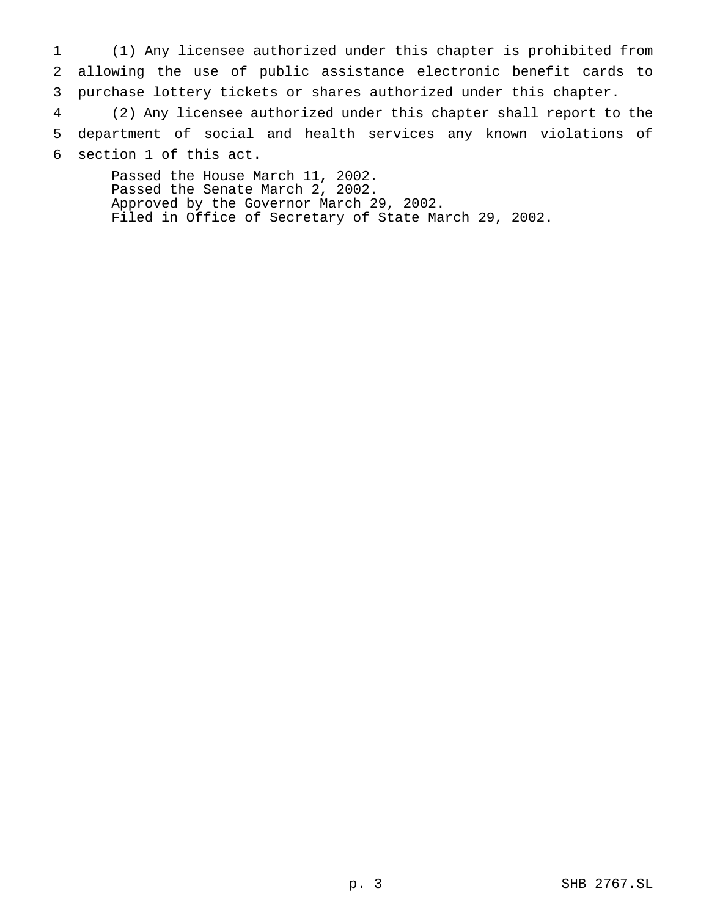(1) Any licensee authorized under this chapter is prohibited from allowing the use of public assistance electronic benefit cards to purchase lottery tickets or shares authorized under this chapter.

(2) Any licensee authorized under this chapter shall report to the department of social and health services any known violations of section 1 of this act.

Passed the House March 11, 2002.
Passed the Senate March 2, 2002.
Approved by the Governor March 29, 2002.
Filed in Office of Secretary of State March 29, 2002.